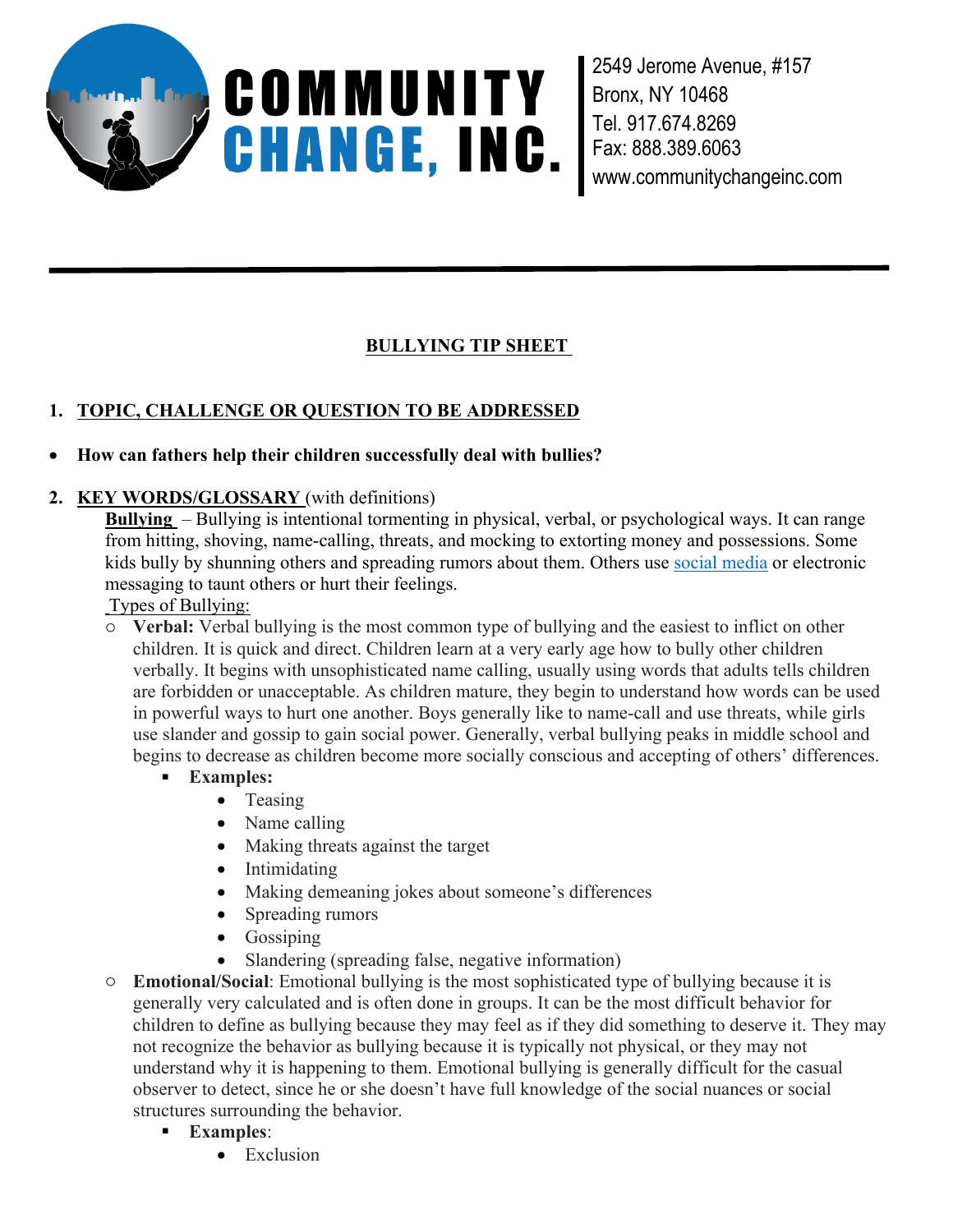**COMMUNITY CHANGE, INC.**

2549 Jerome Avenue, #157
Bronx, NY 10468
Tel. 917.674.8269
Fax: 888.389.6063
www.communitychangeinc.com

---

# BULLYING TIP SHEET

## 1. TOPIC, CHALLENGE OR QUESTION TO BE ADDRESSED

- **How can fathers help their children successfully deal with bullies?**

## 2. KEY WORDS/GLOSSARY (with definitions)

**Bullying** – Bullying is intentional tormenting in physical, verbal, or psychological ways. It can range from hitting, shoving, name-calling, threats, and mocking to extorting money and possessions. Some kids bully by shunning others and spreading rumors about them. Others use social media or electronic messaging to taunt others or hurt their feelings.

Types of Bullying:

- **Verbal:** Verbal bullying is the most common type of bullying and the easiest to inflict on other children. It is quick and direct. Children learn at a very early age how to bully other children verbally. It begins with unsophisticated name calling, usually using words that adults tells children are forbidden or unacceptable. As children mature, they begin to understand how words can be used in powerful ways to hurt one another. Boys generally like to name-call and use threats, while girls use slander and gossip to gain social power. Generally, verbal bullying peaks in middle school and begins to decrease as children become more socially conscious and accepting of others' differences.
  - **Examples:**
    - Teasing
    - Name calling
    - Making threats against the target
    - Intimidating
    - Making demeaning jokes about someone's differences
    - Spreading rumors
    - Gossiping
    - Slandering (spreading false, negative information)
- **Emotional/Social**: Emotional bullying is the most sophisticated type of bullying because it is generally very calculated and is often done in groups. It can be the most difficult behavior for children to define as bullying because they may feel as if they did something to deserve it. They may not recognize the behavior as bullying because it is typically not physical, or they may not understand why it is happening to them. Emotional bullying is generally difficult for the casual observer to detect, since he or she doesn't have full knowledge of the social nuances or social structures surrounding the behavior.
  - **Examples**:
    - Exclusion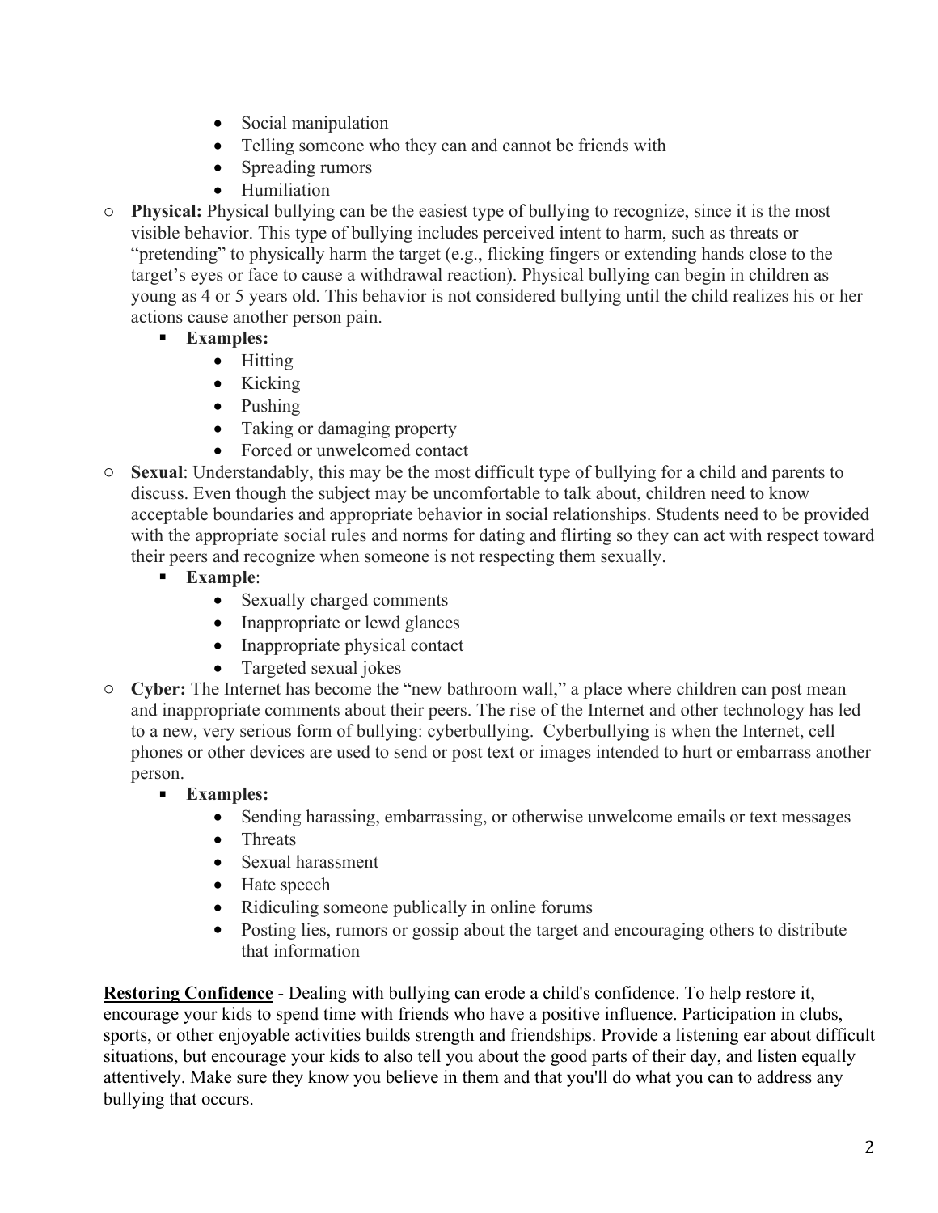- Social manipulation
        - Telling someone who they can and cannot be friends with
        - Spreading rumors
        - Humiliation
- **Physical:** Physical bullying can be the easiest type of bullying to recognize, since it is the most visible behavior. This type of bullying includes perceived intent to harm, such as threats or "pretending" to physically harm the target (e.g., flicking fingers or extending hands close to the target's eyes or face to cause a withdrawal reaction). Physical bullying can begin in children as young as 4 or 5 years old. This behavior is not considered bullying until the child realizes his or her actions cause another person pain.
    - **Examples:**
        - Hitting
        - Kicking
        - Pushing
        - Taking or damaging property
        - Forced or unwelcomed contact
- **Sexual**: Understandably, this may be the most difficult type of bullying for a child and parents to discuss. Even though the subject may be uncomfortable to talk about, children need to know acceptable boundaries and appropriate behavior in social relationships. Students need to be provided with the appropriate social rules and norms for dating and flirting so they can act with respect toward their peers and recognize when someone is not respecting them sexually.
    - **Example**:
        - Sexually charged comments
        - Inappropriate or lewd glances
        - Inappropriate physical contact
        - Targeted sexual jokes
- **Cyber:** The Internet has become the "new bathroom wall," a place where children can post mean and inappropriate comments about their peers. The rise of the Internet and other technology has led to a new, very serious form of bullying: cyberbullying. Cyberbullying is when the Internet, cell phones or other devices are used to send or post text or images intended to hurt or embarrass another person.
    - **Examples:**
        - Sending harassing, embarrassing, or otherwise unwelcome emails or text messages
        - Threats
        - Sexual harassment
        - Hate speech
        - Ridiculing someone publically in online forums
        - Posting lies, rumors or gossip about the target and encouraging others to distribute that information

**Restoring Confidence** - Dealing with bullying can erode a child's confidence. To help restore it, encourage your kids to spend time with friends who have a positive influence. Participation in clubs, sports, or other enjoyable activities builds strength and friendships. Provide a listening ear about difficult situations, but encourage your kids to also tell you about the good parts of their day, and listen equally attentively. Make sure they know you believe in them and that you'll do what you can to address any bullying that occurs.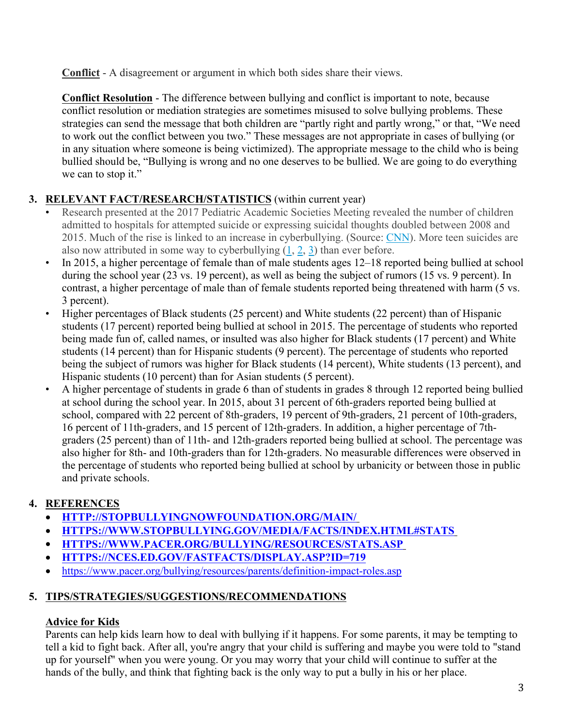**Conflict** - A disagreement or argument in which both sides share their views.

**Conflict Resolution** - The difference between bullying and conflict is important to note, because conflict resolution or mediation strategies are sometimes misused to solve bullying problems. These strategies can send the message that both children are "partly right and partly wrong," or that, "We need to work out the conflict between you two." These messages are not appropriate in cases of bullying (or in any situation where someone is being victimized). The appropriate message to the child who is being bullied should be, "Bullying is wrong and no one deserves to be bullied. We are going to do everything we can to stop it."

## 3. RELEVANT FACT/RESEARCH/STATISTICS (within current year)

- Research presented at the 2017 Pediatric Academic Societies Meeting revealed the number of children admitted to hospitals for attempted suicide or expressing suicidal thoughts doubled between 2008 and 2015. Much of the rise is linked to an increase in cyberbullying. (Source: CNN). More teen suicides are also now attributed in some way to cyberbullying (1, 2, 3) than ever before.
- In 2015, a higher percentage of female than of male students ages 12–18 reported being bullied at school during the school year (23 vs. 19 percent), as well as being the subject of rumors (15 vs. 9 percent). In contrast, a higher percentage of male than of female students reported being threatened with harm (5 vs. 3 percent).
- Higher percentages of Black students (25 percent) and White students (22 percent) than of Hispanic students (17 percent) reported being bullied at school in 2015. The percentage of students who reported being made fun of, called names, or insulted was also higher for Black students (17 percent) and White students (14 percent) than for Hispanic students (9 percent). The percentage of students who reported being the subject of rumors was higher for Black students (14 percent), White students (13 percent), and Hispanic students (10 percent) than for Asian students (5 percent).
- A higher percentage of students in grade 6 than of students in grades 8 through 12 reported being bullied at school during the school year. In 2015, about 31 percent of 6th-graders reported being bullied at school, compared with 22 percent of 8th-graders, 19 percent of 9th-graders, 21 percent of 10th-graders, 16 percent of 11th-graders, and 15 percent of 12th-graders. In addition, a higher percentage of 7th-graders (25 percent) than of 11th- and 12th-graders reported being bullied at school. The percentage was also higher for 8th- and 10th-graders than for 12th-graders. No measurable differences were observed in the percentage of students who reported being bullied at school by urbanicity or between those in public and private schools.

## 4. REFERENCES

- **HTTP://STOPBULLYINGNOWFOUNDATION.ORG/MAIN/**
- **HTTPS://WWW.STOPBULLYING.GOV/MEDIA/FACTS/INDEX.HTML#STATS**
- **HTTPS://WWW.PACER.ORG/BULLYING/RESOURCES/STATS.ASP**
- **HTTPS://NCES.ED.GOV/FASTFACTS/DISPLAY.ASP?ID=719**
- https://www.pacer.org/bullying/resources/parents/definition-impact-roles.asp

## 5. TIPS/STRATEGIES/SUGGESTIONS/RECOMMENDATIONS

### Advice for Kids

Parents can help kids learn how to deal with bullying if it happens. For some parents, it may be tempting to tell a kid to fight back. After all, you're angry that your child is suffering and maybe you were told to "stand up for yourself" when you were young. Or you may worry that your child will continue to suffer at the hands of the bully, and think that fighting back is the only way to put a bully in his or her place.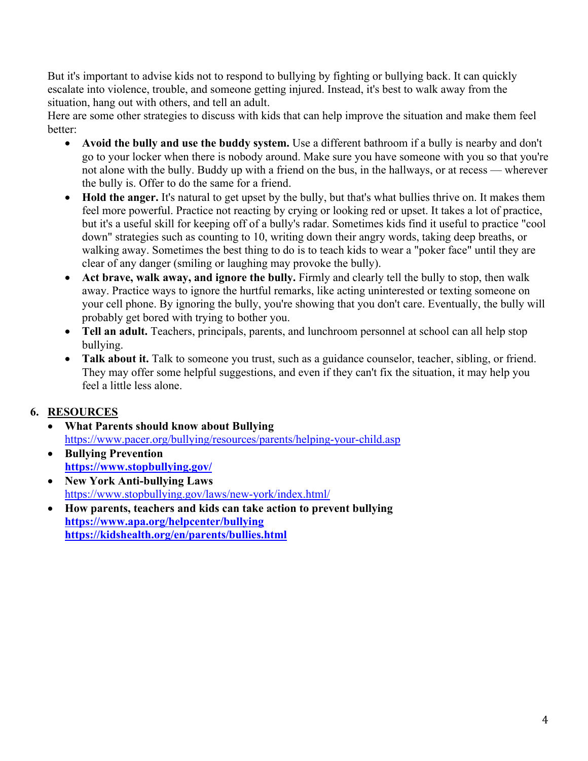But it's important to advise kids not to respond to bullying by fighting or bullying back. It can quickly escalate into violence, trouble, and someone getting injured. Instead, it's best to walk away from the situation, hang out with others, and tell an adult.
Here are some other strategies to discuss with kids that can help improve the situation and make them feel better:

- **Avoid the bully and use the buddy system.** Use a different bathroom if a bully is nearby and don't go to your locker when there is nobody around. Make sure you have someone with you so that you're not alone with the bully. Buddy up with a friend on the bus, in the hallways, or at recess — wherever the bully is. Offer to do the same for a friend.
- **Hold the anger.** It's natural to get upset by the bully, but that's what bullies thrive on. It makes them feel more powerful. Practice not reacting by crying or looking red or upset. It takes a lot of practice, but it's a useful skill for keeping off of a bully's radar. Sometimes kids find it useful to practice "cool down" strategies such as counting to 10, writing down their angry words, taking deep breaths, or walking away. Sometimes the best thing to do is to teach kids to wear a "poker face" until they are clear of any danger (smiling or laughing may provoke the bully).
- **Act brave, walk away, and ignore the bully.** Firmly and clearly tell the bully to stop, then walk away. Practice ways to ignore the hurtful remarks, like acting uninterested or texting someone on your cell phone. By ignoring the bully, you're showing that you don't care. Eventually, the bully will probably get bored with trying to bother you.
- **Tell an adult.** Teachers, principals, parents, and lunchroom personnel at school can all help stop bullying.
- **Talk about it.** Talk to someone you trust, such as a guidance counselor, teacher, sibling, or friend. They may offer some helpful suggestions, and even if they can't fix the situation, it may help you feel a little less alone.

## 6. RESOURCES

- **What Parents should know about Bullying**
  https://www.pacer.org/bullying/resources/parents/helping-your-child.asp
- **Bullying Prevention**
  **https://www.stopbullying.gov/**
- **New York Anti-bullying Laws**
  https://www.stopbullying.gov/laws/new-york/index.html/
- **How parents, teachers and kids can take action to prevent bullying**
  **https://www.apa.org/helpcenter/bullying**
  **https://kidshealth.org/en/parents/bullies.html**